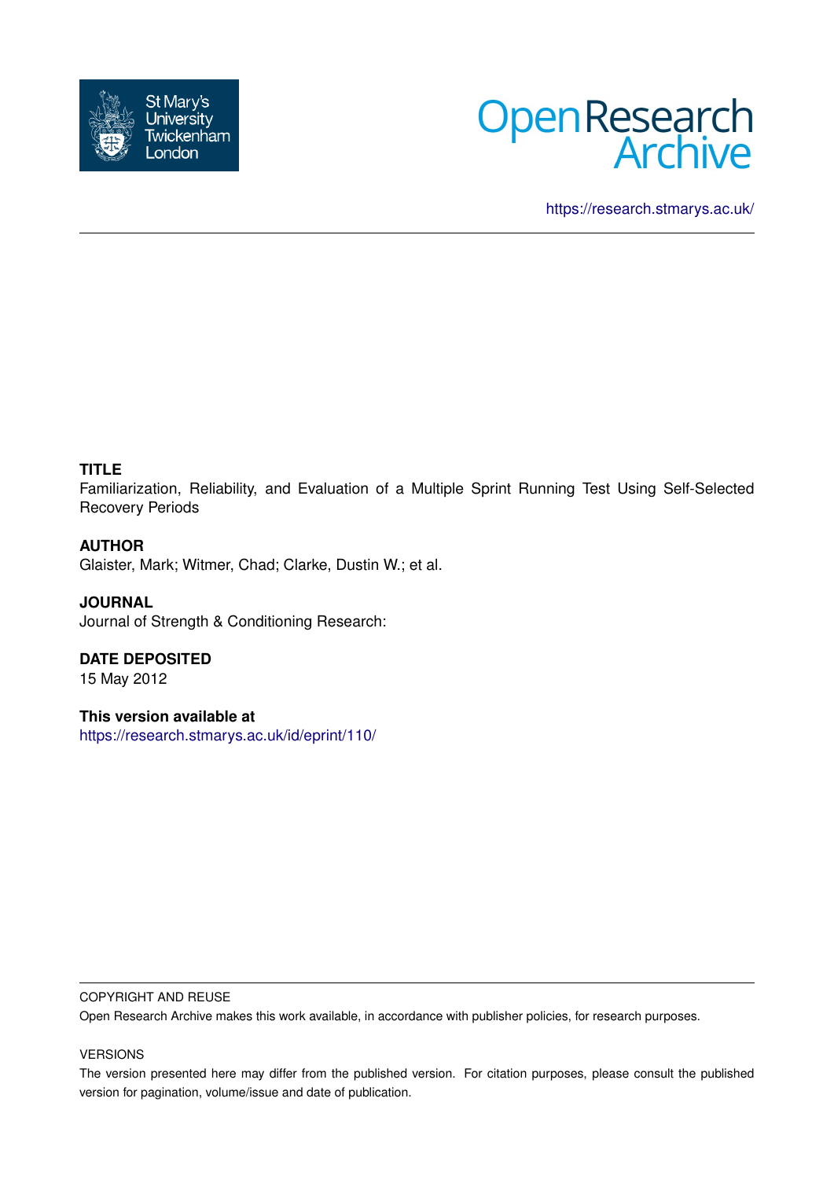https://research.stmarys.ac.uk/

**TITLE**

Familiarization, Reliability, and Evaluation of a Multiple Sprint Running Test Using Self-Selected Recovery Periods

**AUTHOR**

Glaister, Mark; Witmer, Chad; Clarke, Dustin W.; et al.

**JOURNAL**

Journal of Strength & Conditioning Research:

**DATE DEPOSITED**

15 May 2012

**This version available at**

https://research.stmarys.ac.uk/id/eprint/110/

COPYRIGHT AND REUSE

Open Research Archive makes this work available, in accordance with publisher policies, for research purposes.

VERSIONS

The version presented here may differ from the published version. For citation purposes, please consult the published version for pagination, volume/issue and date of publication.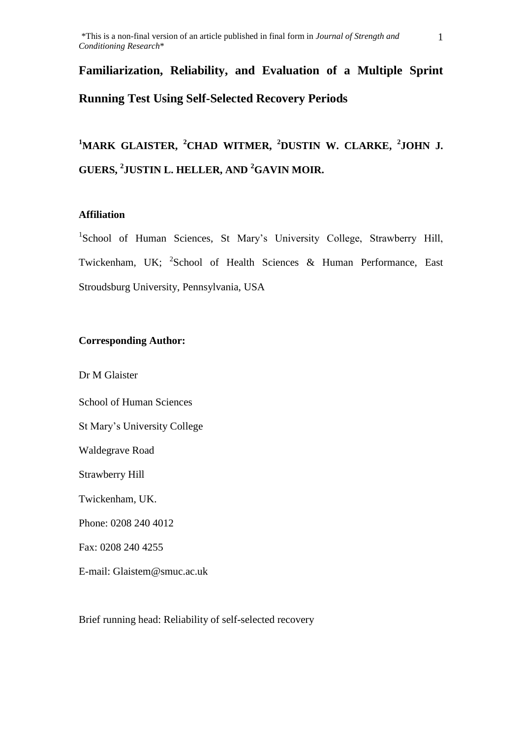\*This is a non-final version of an article published in final form in *Journal of Strength and Conditioning Research*\*

# Familiarization, Reliability, and Evaluation of a Multiple Sprint Running Test Using Self-Selected Recovery Periods

[1]MARK GLAISTER, [2]CHAD WITMER, [2]DUSTIN W. CLARKE, [2]JOHN J. GUERS, [2]JUSTIN L. HELLER, AND [2]GAVIN MOIR.

**Affiliation**

[1]School of Human Sciences, St Mary's University College, Strawberry Hill, Twickenham, UK; [2]School of Health Sciences & Human Performance, East Stroudsburg University, Pennsylvania, USA

**Corresponding Author:**

Dr M Glaister

School of Human Sciences

St Mary's University College

Waldegrave Road

Strawberry Hill

Twickenham, UK.

Phone: 0208 240 4012

Fax: 0208 240 4255

E-mail: Glaistem@smuc.ac.uk

Brief running head: Reliability of self-selected recovery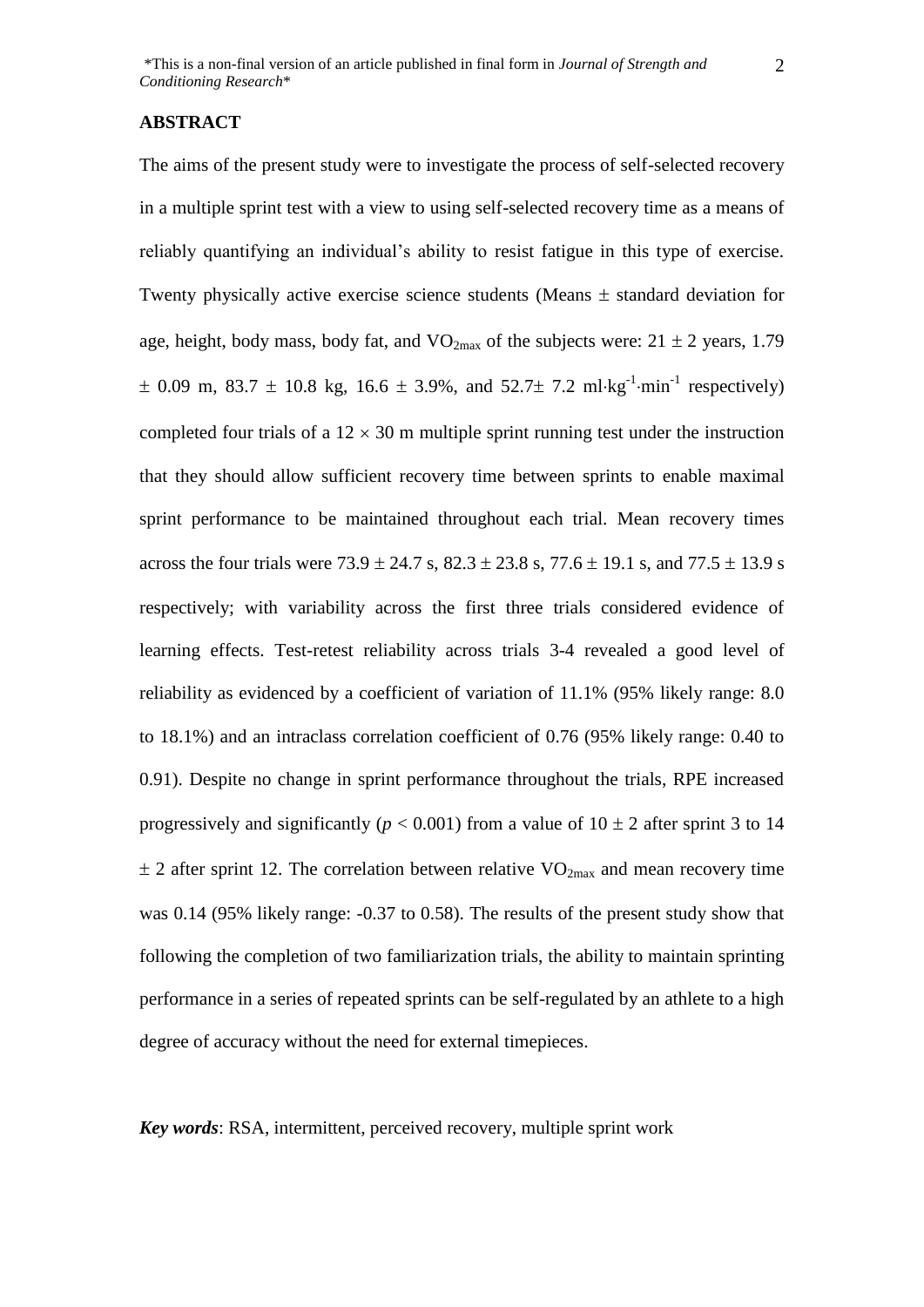## ABSTRACT

The aims of the present study were to investigate the process of self-selected recovery in a multiple sprint test with a view to using self-selected recovery time as a means of reliably quantifying an individual's ability to resist fatigue in this type of exercise. Twenty physically active exercise science students (Means ± standard deviation for age, height, body mass, body fat, and $VO_{2max}$ of the subjects were: 21 ± 2 years, 1.79 ± 0.09 m, 83.7 ± 10.8 kg, 16.6 ± 3.9%, and 52.7± 7.2 $ml \cdot kg^{-1} \cdot min^{-1}$ respectively) completed four trials of a 12 × 30 m multiple sprint running test under the instruction that they should allow sufficient recovery time between sprints to enable maximal sprint performance to be maintained throughout each trial. Mean recovery times across the four trials were 73.9 ± 24.7 s, 82.3 ± 23.8 s, 77.6 ± 19.1 s, and 77.5 ± 13.9 s respectively; with variability across the first three trials considered evidence of learning effects. Test-retest reliability across trials 3-4 revealed a good level of reliability as evidenced by a coefficient of variation of 11.1% (95% likely range: 8.0 to 18.1%) and an intraclass correlation coefficient of 0.76 (95% likely range: 0.40 to 0.91). Despite no change in sprint performance throughout the trials, RPE increased progressively and significantly ($p < 0.001$) from a value of 10 ± 2 after sprint 3 to 14 ± 2 after sprint 12. The correlation between relative $VO_{2max}$ and mean recovery time was 0.14 (95% likely range: -0.37 to 0.58). The results of the present study show that following the completion of two familiarization trials, the ability to maintain sprinting performance in a series of repeated sprints can be self-regulated by an athlete to a high degree of accuracy without the need for external timepieces.

***Key words***: RSA, intermittent, perceived recovery, multiple sprint work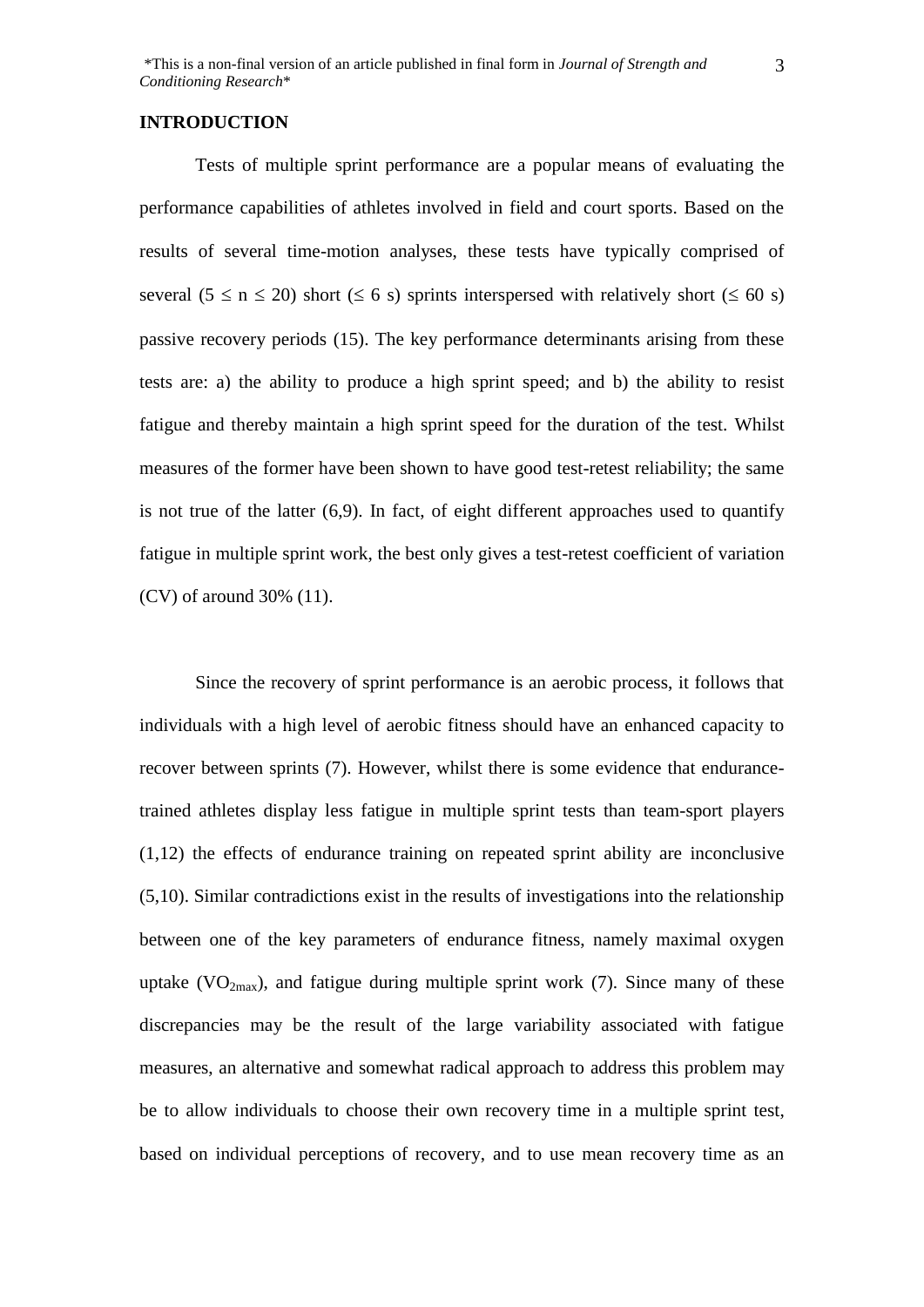## INTRODUCTION

Tests of multiple sprint performance are a popular means of evaluating the performance capabilities of athletes involved in field and court sports. Based on the results of several time-motion analyses, these tests have typically comprised of several ($5 \leq n \leq 20$) short ($\leq 6$ s) sprints interspersed with relatively short ($\leq 60$ s) passive recovery periods (15). The key performance determinants arising from these tests are: a) the ability to produce a high sprint speed; and b) the ability to resist fatigue and thereby maintain a high sprint speed for the duration of the test. Whilst measures of the former have been shown to have good test-retest reliability; the same is not true of the latter (6,9). In fact, of eight different approaches used to quantify fatigue in multiple sprint work, the best only gives a test-retest coefficient of variation (CV) of around 30% (11).

Since the recovery of sprint performance is an aerobic process, it follows that individuals with a high level of aerobic fitness should have an enhanced capacity to recover between sprints (7). However, whilst there is some evidence that endurance-trained athletes display less fatigue in multiple sprint tests than team-sport players (1,12) the effects of endurance training on repeated sprint ability are inconclusive (5,10). Similar contradictions exist in the results of investigations into the relationship between one of the key parameters of endurance fitness, namely maximal oxygen uptake ($VO_{2max}$), and fatigue during multiple sprint work (7). Since many of these discrepancies may be the result of the large variability associated with fatigue measures, an alternative and somewhat radical approach to address this problem may be to allow individuals to choose their own recovery time in a multiple sprint test, based on individual perceptions of recovery, and to use mean recovery time as an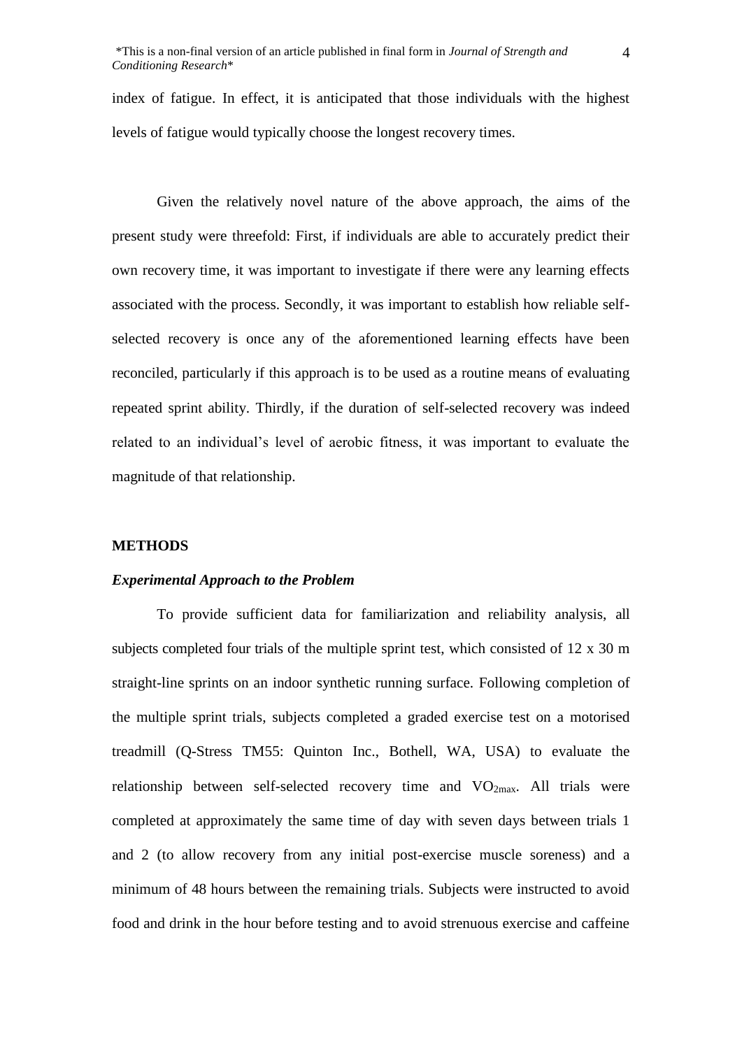index of fatigue. In effect, it is anticipated that those individuals with the highest levels of fatigue would typically choose the longest recovery times.

Given the relatively novel nature of the above approach, the aims of the present study were threefold: First, if individuals are able to accurately predict their own recovery time, it was important to investigate if there were any learning effects associated with the process. Secondly, it was important to establish how reliable self-selected recovery is once any of the aforementioned learning effects have been reconciled, particularly if this approach is to be used as a routine means of evaluating repeated sprint ability. Thirdly, if the duration of self-selected recovery was indeed related to an individual's level of aerobic fitness, it was important to evaluate the magnitude of that relationship.

## METHODS

### *Experimental Approach to the Problem*

To provide sufficient data for familiarization and reliability analysis, all subjects completed four trials of the multiple sprint test, which consisted of 12 x 30 m straight-line sprints on an indoor synthetic running surface. Following completion of the multiple sprint trials, subjects completed a graded exercise test on a motorised treadmill (Q-Stress TM55: Quinton Inc., Bothell, WA, USA) to evaluate the relationship between self-selected recovery time and $VO_{2max}$. All trials were completed at approximately the same time of day with seven days between trials 1 and 2 (to allow recovery from any initial post-exercise muscle soreness) and a minimum of 48 hours between the remaining trials. Subjects were instructed to avoid food and drink in the hour before testing and to avoid strenuous exercise and caffeine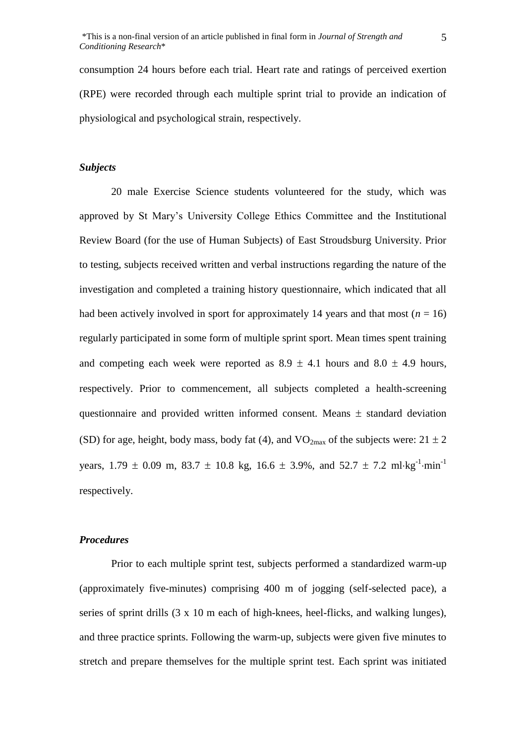consumption 24 hours before each trial. Heart rate and ratings of perceived exertion (RPE) were recorded through each multiple sprint trial to provide an indication of physiological and psychological strain, respectively.

### *Subjects*

20 male Exercise Science students volunteered for the study, which was approved by St Mary's University College Ethics Committee and the Institutional Review Board (for the use of Human Subjects) of East Stroudsburg University. Prior to testing, subjects received written and verbal instructions regarding the nature of the investigation and completed a training history questionnaire, which indicated that all had been actively involved in sport for approximately 14 years and that most ($n$ = 16) regularly participated in some form of multiple sprint sport. Mean times spent training and competing each week were reported as 8.9 ± 4.1 hours and 8.0 ± 4.9 hours, respectively. Prior to commencement, all subjects completed a health-screening questionnaire and provided written informed consent. Means ± standard deviation (SD) for age, height, body mass, body fat (4), and $VO_{2max}$ of the subjects were: 21 ± 2 years, 1.79 ± 0.09 m, 83.7 ± 10.8 kg, 16.6 ± 3.9%, and 52.7 ± 7.2 $ml{\cdot}kg^{-1}{\cdot}min^{-1}$ respectively.

### *Procedures*

Prior to each multiple sprint test, subjects performed a standardized warm-up (approximately five-minutes) comprising 400 m of jogging (self-selected pace), a series of sprint drills (3 x 10 m each of high-knees, heel-flicks, and walking lunges), and three practice sprints. Following the warm-up, subjects were given five minutes to stretch and prepare themselves for the multiple sprint test. Each sprint was initiated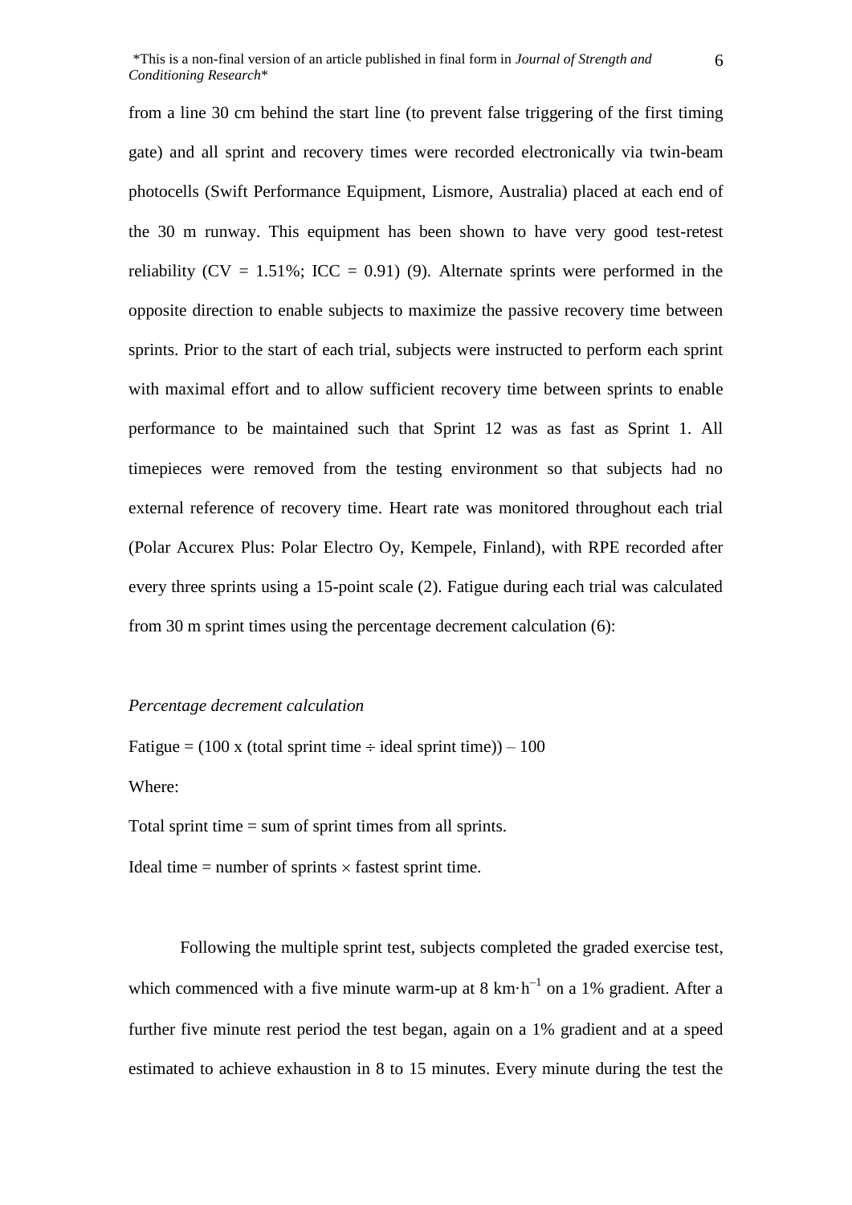from a line 30 cm behind the start line (to prevent false triggering of the first timing gate) and all sprint and recovery times were recorded electronically via twin-beam photocells (Swift Performance Equipment, Lismore, Australia) placed at each end of the 30 m runway. This equipment has been shown to have very good test-retest reliability (CV = 1.51%; ICC = 0.91) (9). Alternate sprints were performed in the opposite direction to enable subjects to maximize the passive recovery time between sprints. Prior to the start of each trial, subjects were instructed to perform each sprint with maximal effort and to allow sufficient recovery time between sprints to enable performance to be maintained such that Sprint 12 was as fast as Sprint 1. All timepieces were removed from the testing environment so that subjects had no external reference of recovery time. Heart rate was monitored throughout each trial (Polar Accurex Plus: Polar Electro Oy, Kempele, Finland), with RPE recorded after every three sprints using a 15-point scale (2). Fatigue during each trial was calculated from 30 m sprint times using the percentage decrement calculation (6):

*Percentage decrement calculation*

Fatigue = (100 x (total sprint time ÷ ideal sprint time)) – 100

Where:

Total sprint time = sum of sprint times from all sprints.

Ideal time = number of sprints × fastest sprint time.

Following the multiple sprint test, subjects completed the graded exercise test, which commenced with a five minute warm-up at 8 $km \cdot h^{-1}$ on a 1% gradient. After a further five minute rest period the test began, again on a 1% gradient and at a speed estimated to achieve exhaustion in 8 to 15 minutes. Every minute during the test the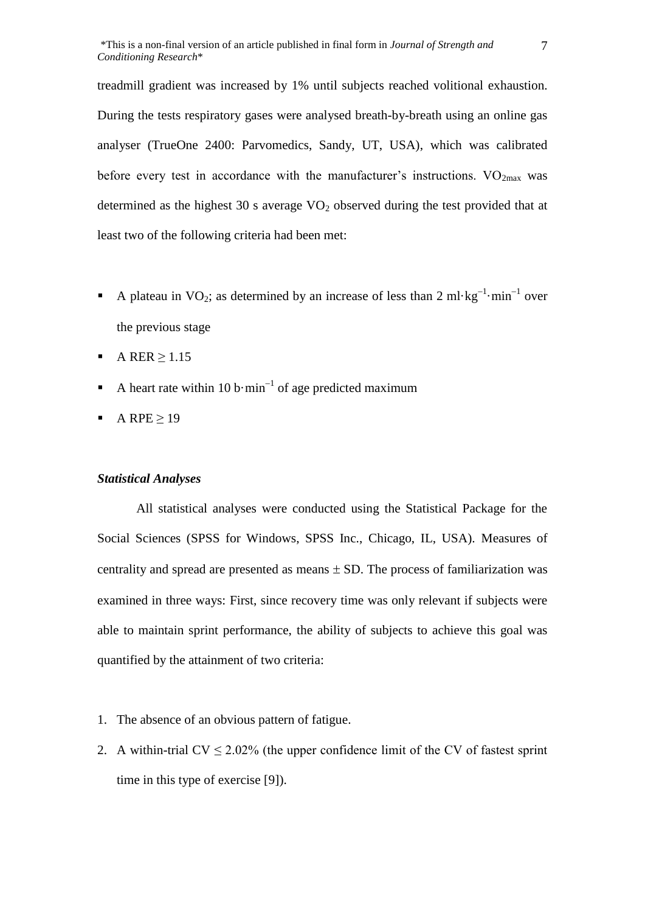treadmill gradient was increased by 1% until subjects reached volitional exhaustion. During the tests respiratory gases were analysed breath-by-breath using an online gas analyser (TrueOne 2400: Parvomedics, Sandy, UT, USA), which was calibrated before every test in accordance with the manufacturer's instructions. $VO_{2max}$ was determined as the highest 30 s average $VO_2$ observed during the test provided that at least two of the following criteria had been met:

- A plateau in $VO_2$; as determined by an increase of less than 2 $ml \cdot kg^{-1} \cdot min^{-1}$ over the previous stage
- A RER $\geq 1.15$
- A heart rate within 10 $b \cdot min^{-1}$ of age predicted maximum
- A RPE $\geq 19$

### *Statistical Analyses*

All statistical analyses were conducted using the Statistical Package for the Social Sciences (SPSS for Windows, SPSS Inc., Chicago, IL, USA). Measures of centrality and spread are presented as means ± SD. The process of familiarization was examined in three ways: First, since recovery time was only relevant if subjects were able to maintain sprint performance, the ability of subjects to achieve this goal was quantified by the attainment of two criteria:

1. The absence of an obvious pattern of fatigue.
2. A within-trial CV $\leq 2.02\%$ (the upper confidence limit of the CV of fastest sprint time in this type of exercise [9]).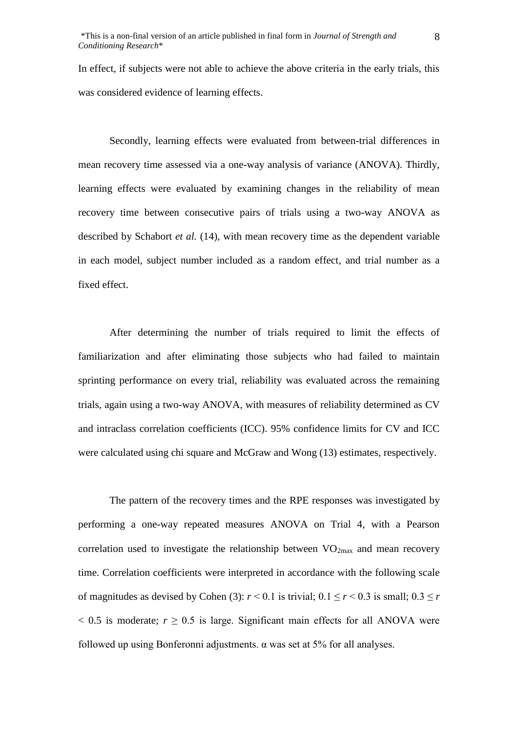In effect, if subjects were not able to achieve the above criteria in the early trials, this was considered evidence of learning effects.

Secondly, learning effects were evaluated from between-trial differences in mean recovery time assessed via a one-way analysis of variance (ANOVA). Thirdly, learning effects were evaluated by examining changes in the reliability of mean recovery time between consecutive pairs of trials using a two-way ANOVA as described by Schabort *et al.* (14), with mean recovery time as the dependent variable in each model, subject number included as a random effect, and trial number as a fixed effect.

After determining the number of trials required to limit the effects of familiarization and after eliminating those subjects who had failed to maintain sprinting performance on every trial, reliability was evaluated across the remaining trials, again using a two-way ANOVA, with measures of reliability determined as CV and intraclass correlation coefficients (ICC). 95% confidence limits for CV and ICC were calculated using chi square and McGraw and Wong (13) estimates, respectively.

The pattern of the recovery times and the RPE responses was investigated by performing a one-way repeated measures ANOVA on Trial 4, with a Pearson correlation used to investigate the relationship between $VO_{2max}$ and mean recovery time. Correlation coefficients were interpreted in accordance with the following scale of magnitudes as devised by Cohen (3): $r < 0.1$ is trivial; $0.1 \leq r < 0.3$ is small; $0.3 \leq r < 0.5$ is moderate; $r \geq 0.5$ is large. Significant main effects for all ANOVA were followed up using Bonferonni adjustments. $\alpha$ was set at 5% for all analyses.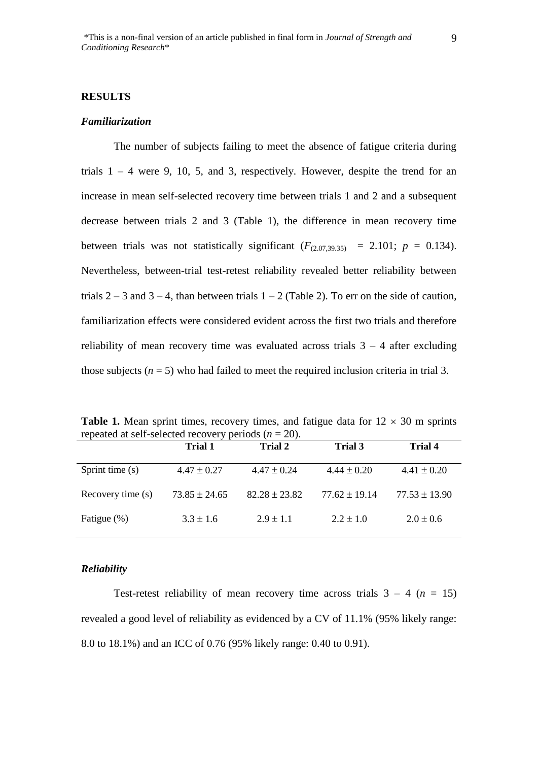## RESULTS

### *Familiarization*

The number of subjects failing to meet the absence of fatigue criteria during trials 1 – 4 were 9, 10, 5, and 3, respectively. However, despite the trend for an increase in mean self-selected recovery time between trials 1 and 2 and a subsequent decrease between trials 2 and 3 (Table 1), the difference in mean recovery time between trials was not statistically significant ($F_{(2.07,39.35)} = 2.101$; $p = 0.134$). Nevertheless, between-trial test-retest reliability revealed better reliability between trials 2 – 3 and 3 – 4, than between trials 1 – 2 (Table 2). To err on the side of caution, familiarization effects were considered evident across the first two trials and therefore reliability of mean recovery time was evaluated across trials 3 – 4 after excluding those subjects ($n = 5$) who had failed to meet the required inclusion criteria in trial 3.

**Table 1.** Mean sprint times, recovery times, and fatigue data for 12 × 30 m sprints repeated at self-selected recovery periods ($n = 20$).

| | Trial 1 | Trial 2 | Trial 3 | Trial 4 |
|---|---|---|---|---|
| Sprint time (s) | 4.47 ± 0.27 | 4.47 ± 0.24 | 4.44 ± 0.20 | 4.41 ± 0.20 |
| Recovery time (s) | 73.85 ± 24.65 | 82.28 ± 23.82 | 77.62 ± 19.14 | 77.53 ± 13.90 |
| Fatigue (%) | 3.3 ± 1.6 | 2.9 ± 1.1 | 2.2 ± 1.0 | 2.0 ± 0.6 |

### *Reliability*

Test-retest reliability of mean recovery time across trials 3 – 4 ($n = 15$) revealed a good level of reliability as evidenced by a CV of 11.1% (95% likely range: 8.0 to 18.1%) and an ICC of 0.76 (95% likely range: 0.40 to 0.91).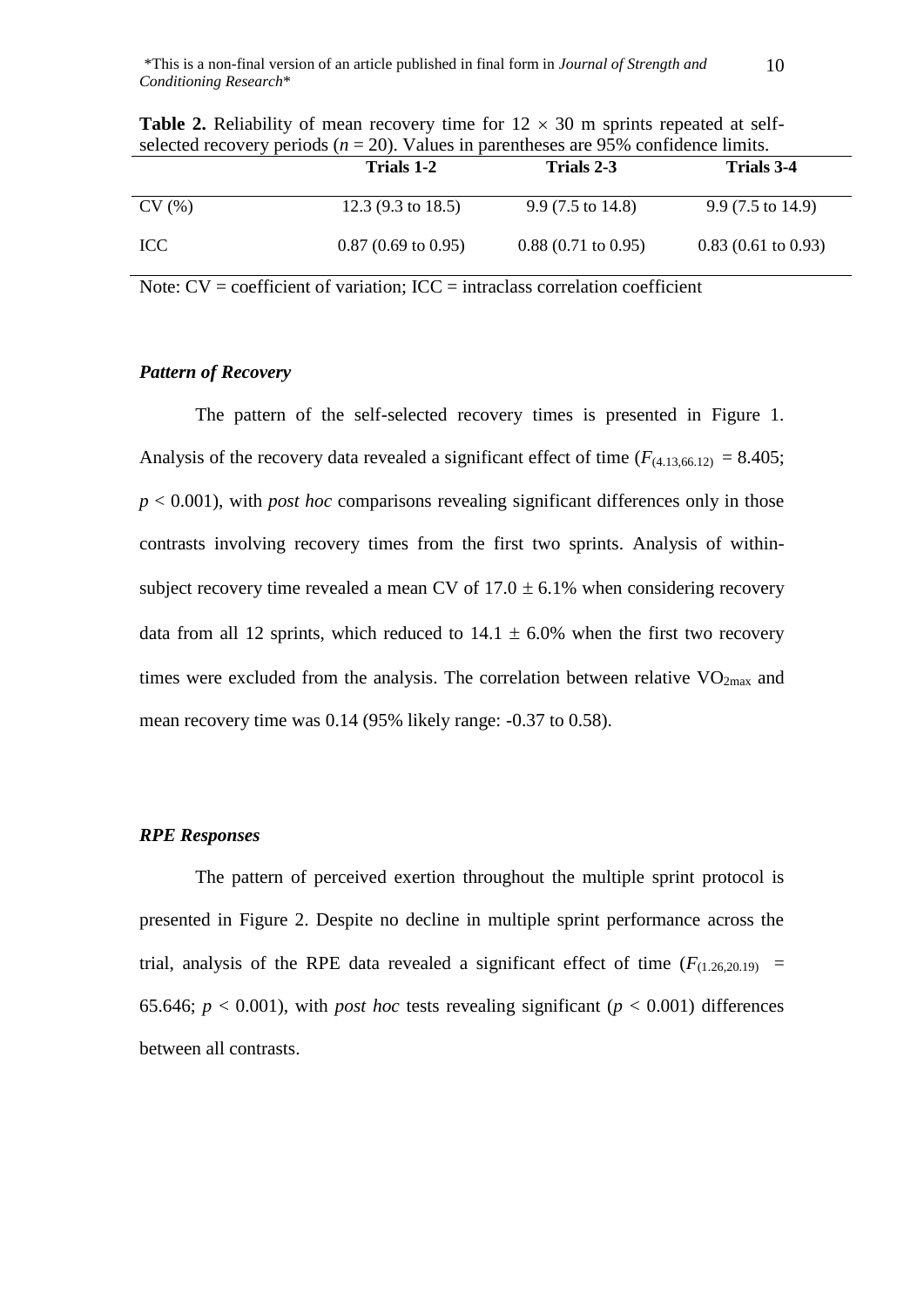**Table 2.** Reliability of mean recovery time for 12 × 30 m sprints repeated at self-selected recovery periods (*n* = 20). Values in parentheses are 95% confidence limits.

| | **Trials 1-2** | **Trials 2-3** | **Trials 3-4** |
|---|---|---|---|
| CV (%) | 12.3 (9.3 to 18.5) | 9.9 (7.5 to 14.8) | 9.9 (7.5 to 14.9) |
| ICC | 0.87 (0.69 to 0.95) | 0.88 (0.71 to 0.95) | 0.83 (0.61 to 0.93) |

Note: CV = coefficient of variation; ICC = intraclass correlation coefficient

### *Pattern of Recovery*

The pattern of the self-selected recovery times is presented in Figure 1. Analysis of the recovery data revealed a significant effect of time ($F_{(4.13,66.12)} = 8.405$; $p < 0.001$), with *post hoc* comparisons revealing significant differences only in those contrasts involving recovery times from the first two sprints. Analysis of within-subject recovery time revealed a mean CV of 17.0 ± 6.1% when considering recovery data from all 12 sprints, which reduced to 14.1 ± 6.0% when the first two recovery times were excluded from the analysis. The correlation between relative $VO_{2max}$ and mean recovery time was 0.14 (95% likely range: -0.37 to 0.58).

### *RPE Responses*

The pattern of perceived exertion throughout the multiple sprint protocol is presented in Figure 2. Despite no decline in multiple sprint performance across the trial, analysis of the RPE data revealed a significant effect of time ($F_{(1.26,20.19)} = 65.646$; $p < 0.001$), with *post hoc* tests revealing significant ($p < 0.001$) differences between all contrasts.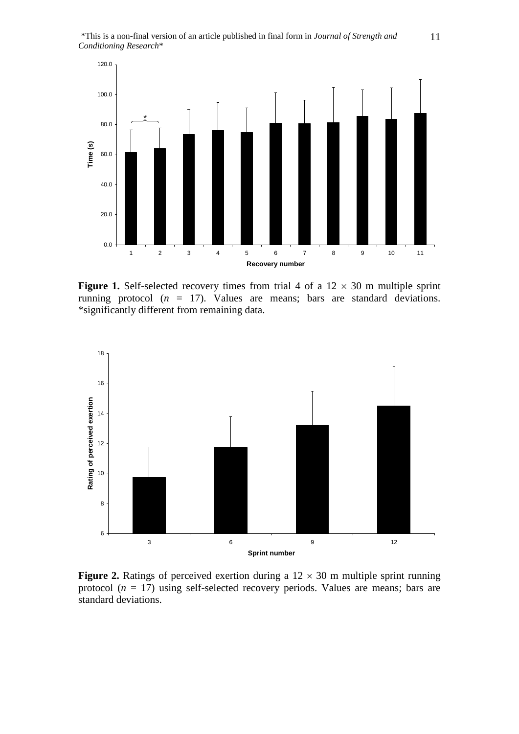**Figure 1.** Self-selected recovery times from trial 4 of a 12 × 30 m multiple sprint running protocol (*n* = 17). Values are means; bars are standard deviations. *significantly different from remaining data.

**Figure 2.** Ratings of perceived exertion during a 12 × 30 m multiple sprint running protocol (*n* = 17) using self-selected recovery periods. Values are means; bars are standard deviations.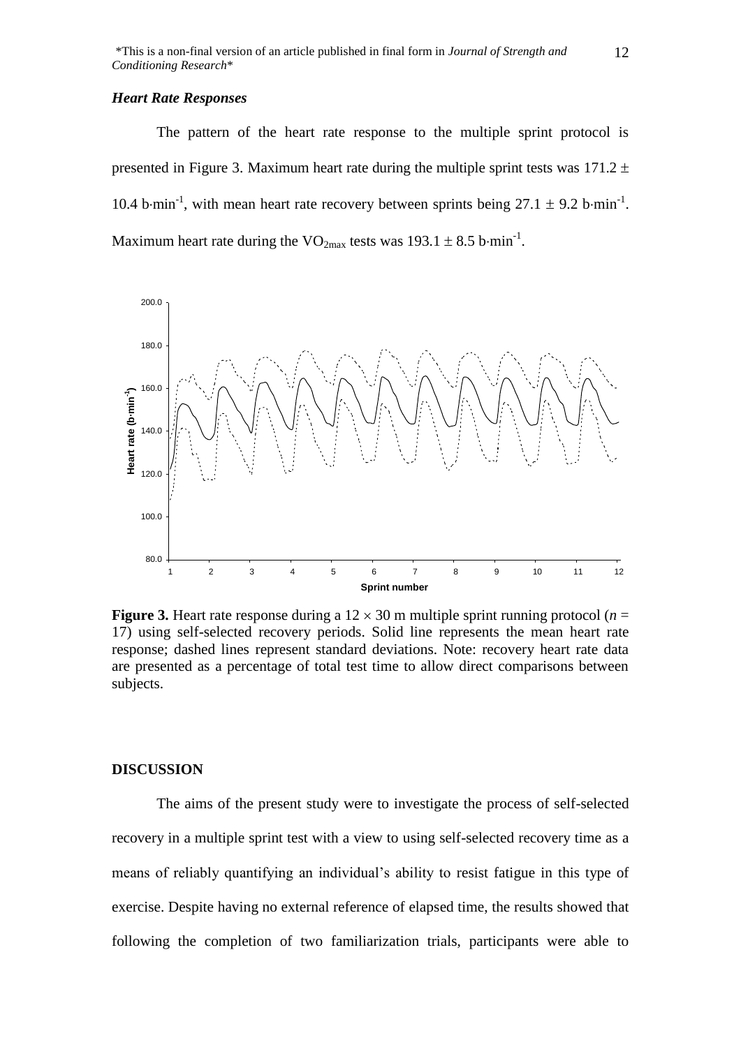### *Heart Rate Responses*

The pattern of the heart rate response to the multiple sprint protocol is presented in Figure 3. Maximum heart rate during the multiple sprint tests was 171.2 ± 10.4 b·min$^{-1}$, with mean heart rate recovery between sprints being 27.1 ± 9.2 b·min$^{-1}$. Maximum heart rate during the $VO_{2max}$ tests was 193.1 ± 8.5 b·min$^{-1}$.

**Figure 3.** Heart rate response during a 12 × 30 m multiple sprint running protocol ($n$ = 17) using self-selected recovery periods. Solid line represents the mean heart rate response; dashed lines represent standard deviations. Note: recovery heart rate data are presented as a percentage of total test time to allow direct comparisons between subjects.

## DISCUSSION

The aims of the present study were to investigate the process of self-selected recovery in a multiple sprint test with a view to using self-selected recovery time as a means of reliably quantifying an individual's ability to resist fatigue in this type of exercise. Despite having no external reference of elapsed time, the results showed that following the completion of two familiarization trials, participants were able to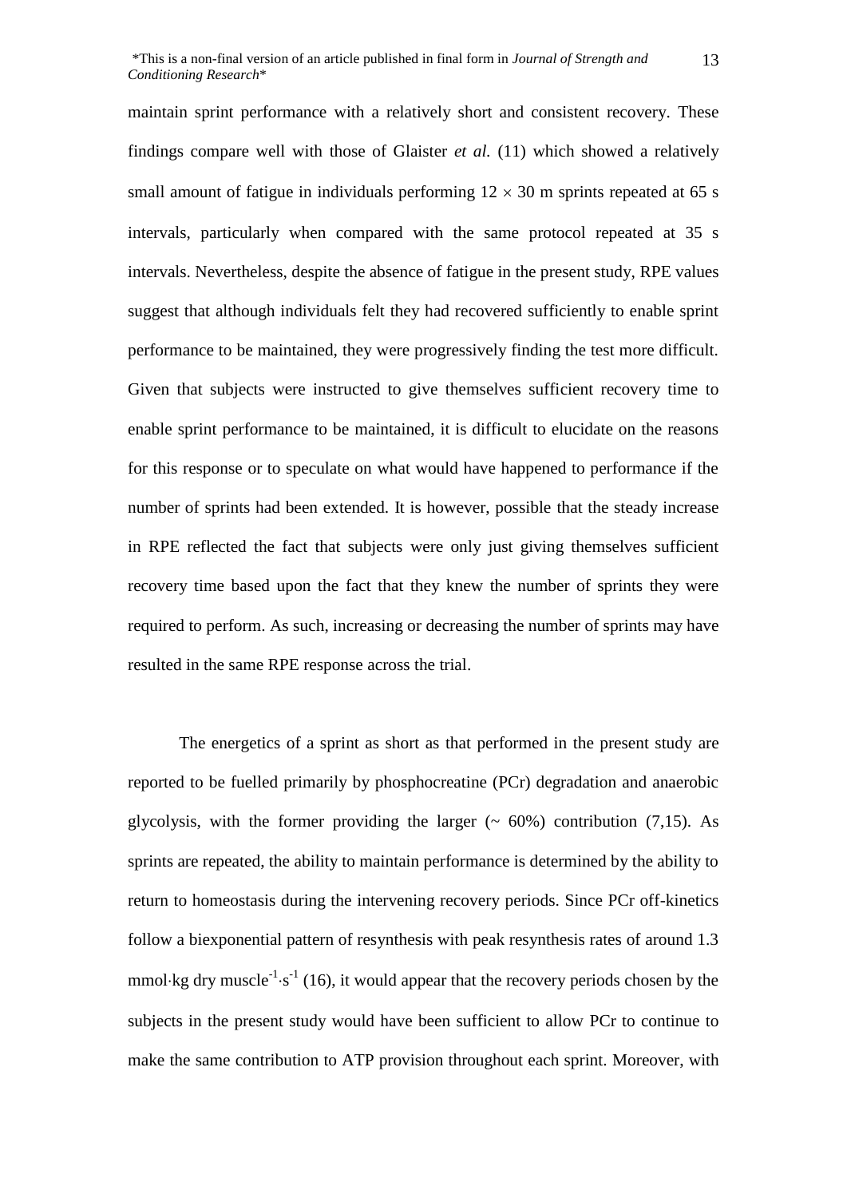maintain sprint performance with a relatively short and consistent recovery. These findings compare well with those of Glaister *et al.* (11) which showed a relatively small amount of fatigue in individuals performing $12 \times 30$ m sprints repeated at 65 s intervals, particularly when compared with the same protocol repeated at 35 s intervals. Nevertheless, despite the absence of fatigue in the present study, RPE values suggest that although individuals felt they had recovered sufficiently to enable sprint performance to be maintained, they were progressively finding the test more difficult. Given that subjects were instructed to give themselves sufficient recovery time to enable sprint performance to be maintained, it is difficult to elucidate on the reasons for this response or to speculate on what would have happened to performance if the number of sprints had been extended. It is however, possible that the steady increase in RPE reflected the fact that subjects were only just giving themselves sufficient recovery time based upon the fact that they knew the number of sprints they were required to perform. As such, increasing or decreasing the number of sprints may have resulted in the same RPE response across the trial.

The energetics of a sprint as short as that performed in the present study are reported to be fuelled primarily by phosphocreatine (PCr) degradation and anaerobic glycolysis, with the former providing the larger (~ 60%) contribution (7,15). As sprints are repeated, the ability to maintain performance is determined by the ability to return to homeostasis during the intervening recovery periods. Since PCr off-kinetics follow a biexponential pattern of resynthesis with peak resynthesis rates of around 1.3 $\text{mmol}\cdot\text{kg dry muscle}^{-1}\cdot\text{s}^{-1}$ (16), it would appear that the recovery periods chosen by the subjects in the present study would have been sufficient to allow PCr to continue to make the same contribution to ATP provision throughout each sprint. Moreover, with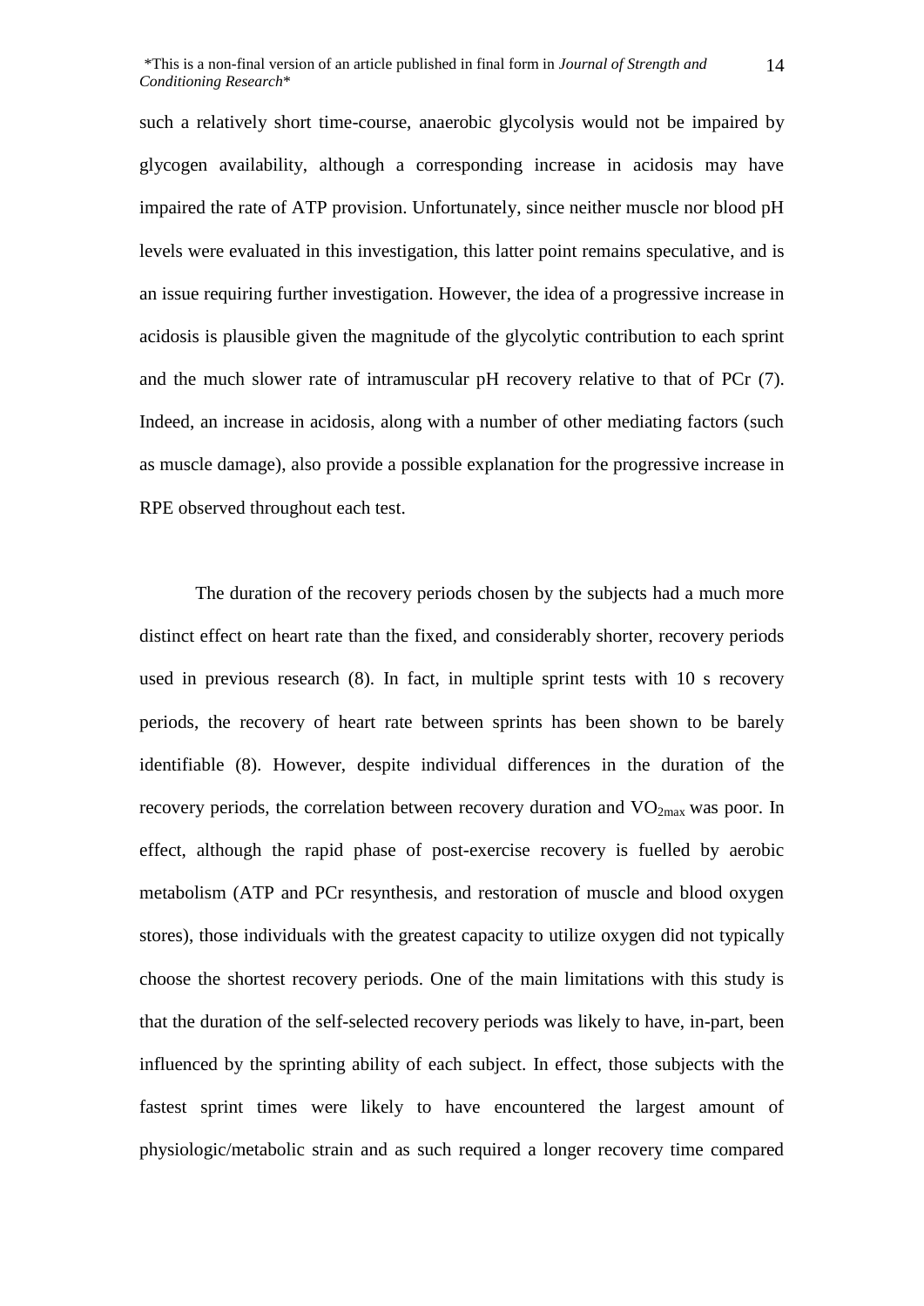such a relatively short time-course, anaerobic glycolysis would not be impaired by glycogen availability, although a corresponding increase in acidosis may have impaired the rate of ATP provision. Unfortunately, since neither muscle nor blood pH levels were evaluated in this investigation, this latter point remains speculative, and is an issue requiring further investigation. However, the idea of a progressive increase in acidosis is plausible given the magnitude of the glycolytic contribution to each sprint and the much slower rate of intramuscular pH recovery relative to that of PCr (7). Indeed, an increase in acidosis, along with a number of other mediating factors (such as muscle damage), also provide a possible explanation for the progressive increase in RPE observed throughout each test.

The duration of the recovery periods chosen by the subjects had a much more distinct effect on heart rate than the fixed, and considerably shorter, recovery periods used in previous research (8). In fact, in multiple sprint tests with 10 s recovery periods, the recovery of heart rate between sprints has been shown to be barely identifiable (8). However, despite individual differences in the duration of the recovery periods, the correlation between recovery duration and $VO_{2max}$ was poor. In effect, although the rapid phase of post-exercise recovery is fuelled by aerobic metabolism (ATP and PCr resynthesis, and restoration of muscle and blood oxygen stores), those individuals with the greatest capacity to utilize oxygen did not typically choose the shortest recovery periods. One of the main limitations with this study is that the duration of the self-selected recovery periods was likely to have, in-part, been influenced by the sprinting ability of each subject. In effect, those subjects with the fastest sprint times were likely to have encountered the largest amount of physiologic/metabolic strain and as such required a longer recovery time compared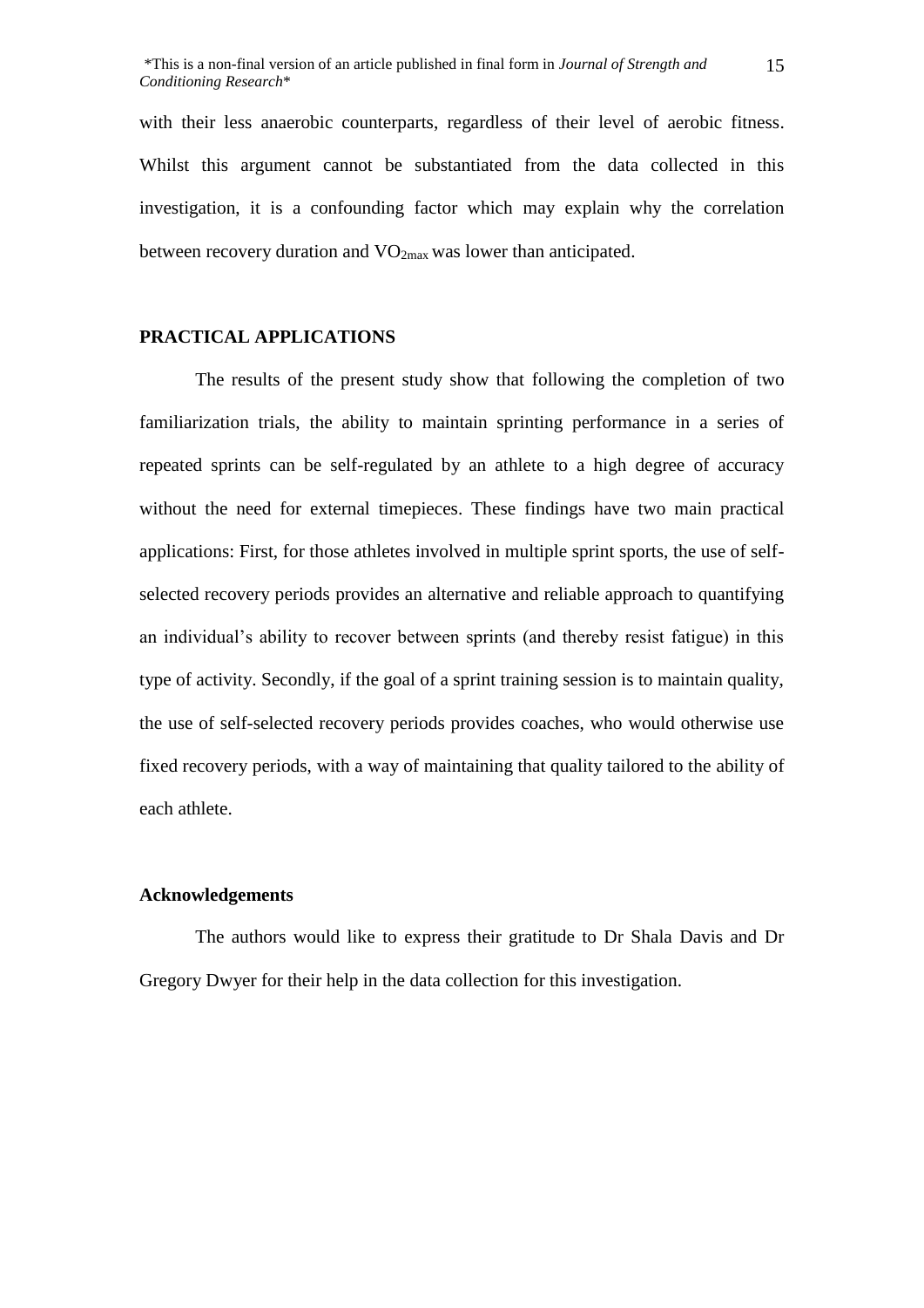with their less anaerobic counterparts, regardless of their level of aerobic fitness. Whilst this argument cannot be substantiated from the data collected in this investigation, it is a confounding factor which may explain why the correlation between recovery duration and $VO_{2max}$ was lower than anticipated.

## PRACTICAL APPLICATIONS

The results of the present study show that following the completion of two familiarization trials, the ability to maintain sprinting performance in a series of repeated sprints can be self-regulated by an athlete to a high degree of accuracy without the need for external timepieces. These findings have two main practical applications: First, for those athletes involved in multiple sprint sports, the use of self-selected recovery periods provides an alternative and reliable approach to quantifying an individual's ability to recover between sprints (and thereby resist fatigue) in this type of activity. Secondly, if the goal of a sprint training session is to maintain quality, the use of self-selected recovery periods provides coaches, who would otherwise use fixed recovery periods, with a way of maintaining that quality tailored to the ability of each athlete.

### Acknowledgements

The authors would like to express their gratitude to Dr Shala Davis and Dr Gregory Dwyer for their help in the data collection for this investigation.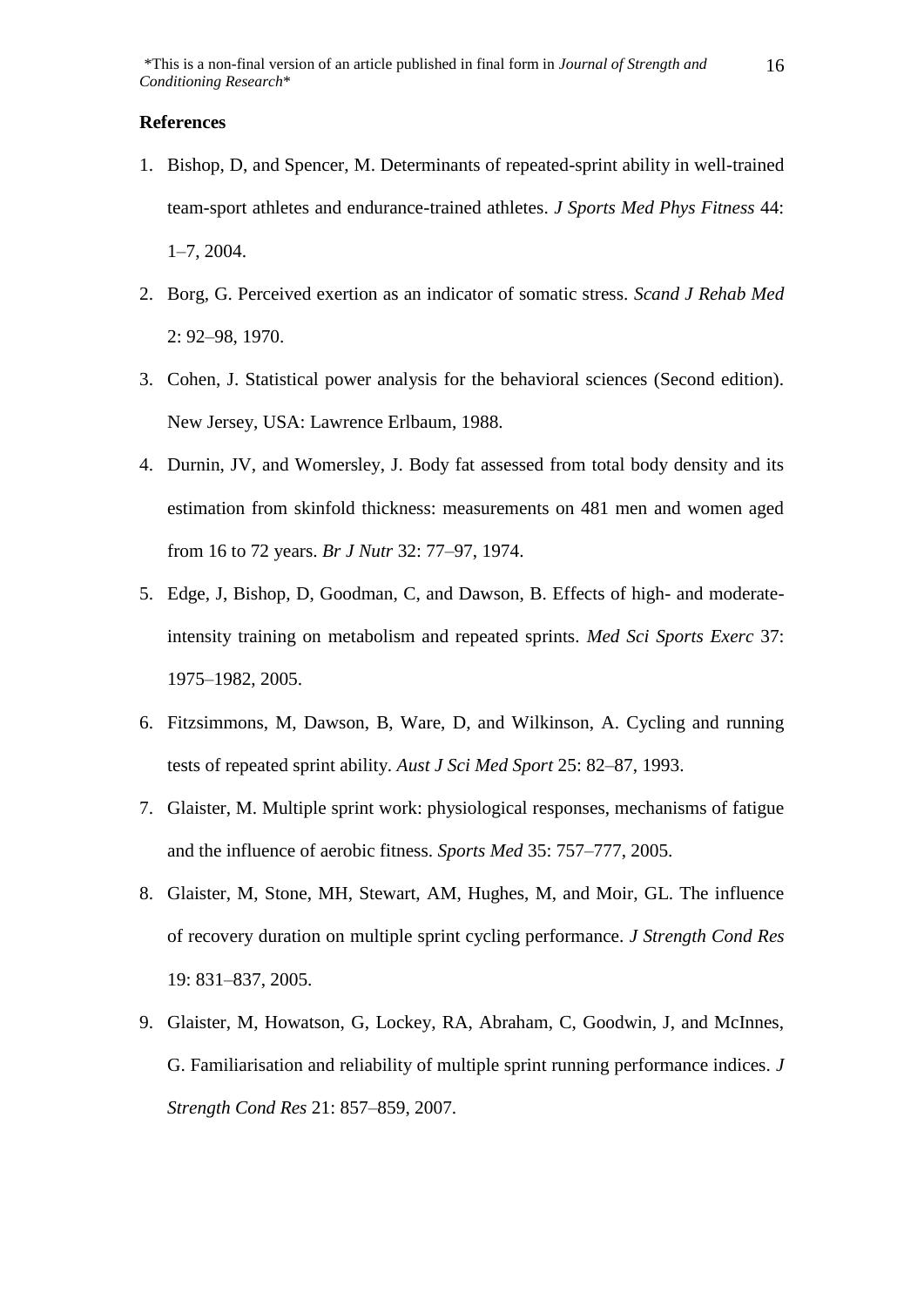**References**

1. Bishop, D, and Spencer, M. Determinants of repeated-sprint ability in well-trained team-sport athletes and endurance-trained athletes. *J Sports Med Phys Fitness* 44: 1–7, 2004.
2. Borg, G. Perceived exertion as an indicator of somatic stress. *Scand J Rehab Med* 2: 92–98, 1970.
3. Cohen, J. Statistical power analysis for the behavioral sciences (Second edition). New Jersey, USA: Lawrence Erlbaum, 1988.
4. Durnin, JV, and Womersley, J. Body fat assessed from total body density and its estimation from skinfold thickness: measurements on 481 men and women aged from 16 to 72 years. *Br J Nutr* 32: 77–97, 1974.
5. Edge, J, Bishop, D, Goodman, C, and Dawson, B. Effects of high- and moderate-intensity training on metabolism and repeated sprints. *Med Sci Sports Exerc* 37: 1975–1982, 2005.
6. Fitzsimmons, M, Dawson, B, Ware, D, and Wilkinson, A. Cycling and running tests of repeated sprint ability. *Aust J Sci Med Sport* 25: 82–87, 1993.
7. Glaister, M. Multiple sprint work: physiological responses, mechanisms of fatigue and the influence of aerobic fitness. *Sports Med* 35: 757–777, 2005.
8. Glaister, M, Stone, MH, Stewart, AM, Hughes, M, and Moir, GL. The influence of recovery duration on multiple sprint cycling performance. *J Strength Cond Res* 19: 831–837, 2005.
9. Glaister, M, Howatson, G, Lockey, RA, Abraham, C, Goodwin, J, and McInnes, G. Familiarisation and reliability of multiple sprint running performance indices. *J Strength Cond Res* 21: 857–859, 2007.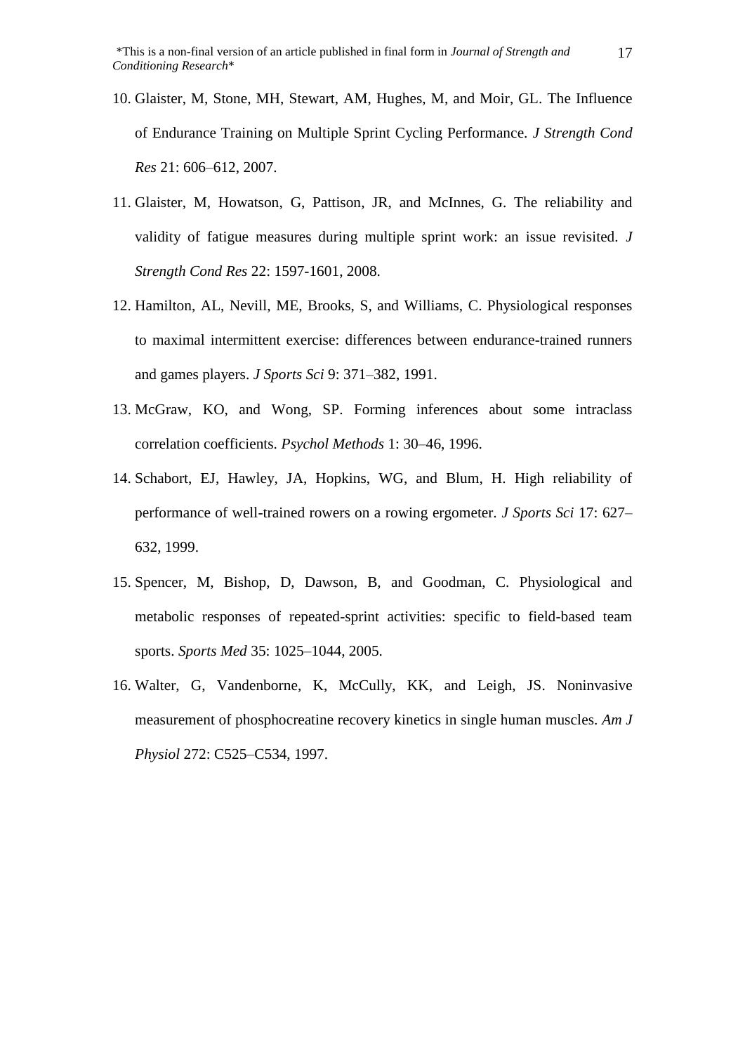10. Glaister, M, Stone, MH, Stewart, AM, Hughes, M, and Moir, GL. The Influence of Endurance Training on Multiple Sprint Cycling Performance. *J Strength Cond Res* 21: 606–612, 2007.

11. Glaister, M, Howatson, G, Pattison, JR, and McInnes, G. The reliability and validity of fatigue measures during multiple sprint work: an issue revisited. *J Strength Cond Res* 22: 1597-1601, 2008.

12. Hamilton, AL, Nevill, ME, Brooks, S, and Williams, C. Physiological responses to maximal intermittent exercise: differences between endurance-trained runners and games players. *J Sports Sci* 9: 371–382, 1991.

13. McGraw, KO, and Wong, SP. Forming inferences about some intraclass correlation coefficients. *Psychol Methods* 1: 30–46, 1996.

14. Schabort, EJ, Hawley, JA, Hopkins, WG, and Blum, H. High reliability of performance of well-trained rowers on a rowing ergometer. *J Sports Sci* 17: 627–632, 1999.

15. Spencer, M, Bishop, D, Dawson, B, and Goodman, C. Physiological and metabolic responses of repeated-sprint activities: specific to field-based team sports. *Sports Med* 35: 1025–1044, 2005.

16. Walter, G, Vandenborne, K, McCully, KK, and Leigh, JS. Noninvasive measurement of phosphocreatine recovery kinetics in single human muscles. *Am J Physiol* 272: C525–C534, 1997.